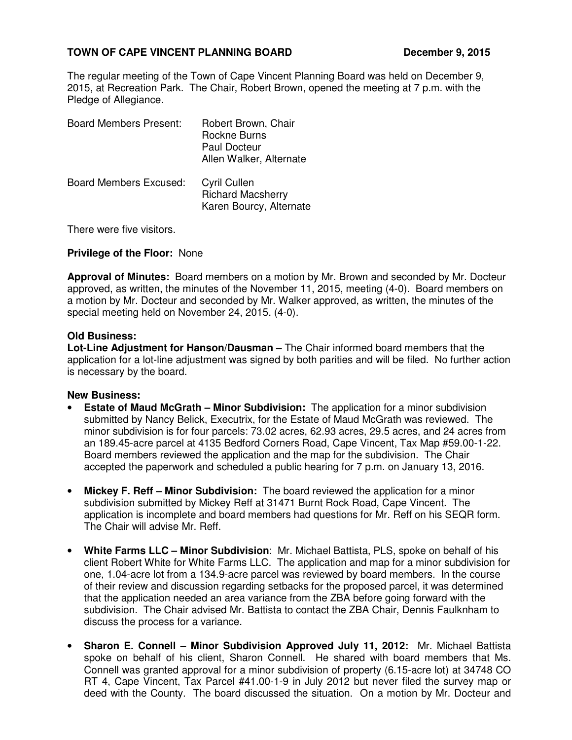**TOWN OF CAPE VINCENT PLANNING BOARD** **December 9, 2015**

The regular meeting of the Town of Cape Vincent Planning Board was held on December 9, 2015, at Recreation Park. The Chair, Robert Brown, opened the meeting at 7 p.m. with the Pledge of Allegiance.

Board Members Present: Robert Brown, Chair
Rockne Burns
Paul Docteur
Allen Walker, Alternate

Board Members Excused: Cyril Cullen
Richard Macsherry
Karen Bourcy, Alternate

There were five visitors.

**Privilege of the Floor:** None

**Approval of Minutes:** Board members on a motion by Mr. Brown and seconded by Mr. Docteur approved, as written, the minutes of the November 11, 2015, meeting (4-0). Board members on a motion by Mr. Docteur and seconded by Mr. Walker approved, as written, the minutes of the special meeting held on November 24, 2015. (4-0).

**Old Business:**
**Lot-Line Adjustment for Hanson/Dausman –** The Chair informed board members that the application for a lot-line adjustment was signed by both parities and will be filed. No further action is necessary by the board.

**New Business:**

- **Estate of Maud McGrath – Minor Subdivision:** The application for a minor subdivision submitted by Nancy Belick, Executrix, for the Estate of Maud McGrath was reviewed. The minor subdivision is for four parcels: 73.02 acres, 62.93 acres, 29.5 acres, and 24 acres from an 189.45-acre parcel at 4135 Bedford Corners Road, Cape Vincent, Tax Map #59.00-1-22. Board members reviewed the application and the map for the subdivision. The Chair accepted the paperwork and scheduled a public hearing for 7 p.m. on January 13, 2016.

- **Mickey F. Reff – Minor Subdivision:** The board reviewed the application for a minor subdivision submitted by Mickey Reff at 31471 Burnt Rock Road, Cape Vincent. The application is incomplete and board members had questions for Mr. Reff on his SEQR form. The Chair will advise Mr. Reff.

- **White Farms LLC – Minor Subdivision**: Mr. Michael Battista, PLS, spoke on behalf of his client Robert White for White Farms LLC. The application and map for a minor subdivision for one, 1.04-acre lot from a 134.9-acre parcel was reviewed by board members. In the course of their review and discussion regarding setbacks for the proposed parcel, it was determined that the application needed an area variance from the ZBA before going forward with the subdivision. The Chair advised Mr. Battista to contact the ZBA Chair, Dennis Faulknham to discuss the process for a variance.

- **Sharon E. Connell – Minor Subdivision Approved July 11, 2012:** Mr. Michael Battista spoke on behalf of his client, Sharon Connell. He shared with board members that Ms. Connell was granted approval for a minor subdivision of property (6.15-acre lot) at 34748 CO RT 4, Cape Vincent, Tax Parcel #41.00-1-9 in July 2012 but never filed the survey map or deed with the County. The board discussed the situation. On a motion by Mr. Docteur and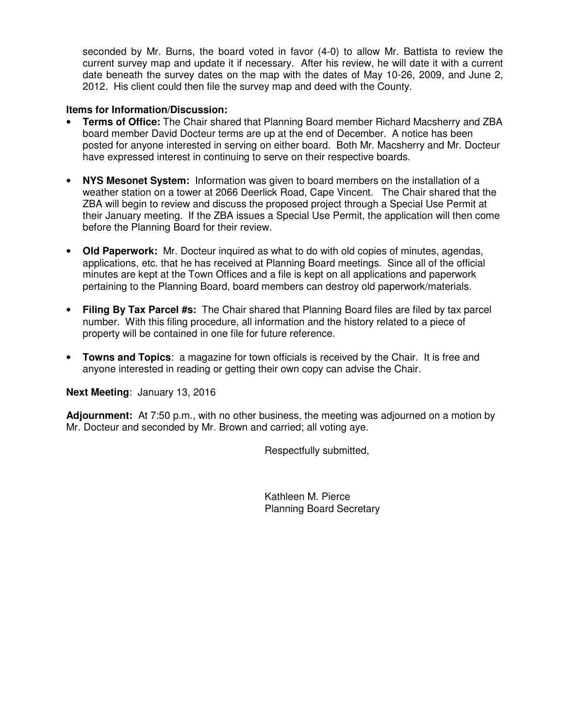seconded by Mr. Burns, the board voted in favor (4-0) to allow Mr. Battista to review the current survey map and update it if necessary. After his review, he will date it with a current date beneath the survey dates on the map with the dates of May 10-26, 2009, and June 2, 2012. His client could then file the survey map and deed with the County.

**Items for Information/Discussion:**

- **Terms of Office:** The Chair shared that Planning Board member Richard Macsherry and ZBA board member David Docteur terms are up at the end of December. A notice has been posted for anyone interested in serving on either board. Both Mr. Macsherry and Mr. Docteur have expressed interest in continuing to serve on their respective boards.

- **NYS Mesonet System:** Information was given to board members on the installation of a weather station on a tower at 2066 Deerlick Road, Cape Vincent. The Chair shared that the ZBA will begin to review and discuss the proposed project through a Special Use Permit at their January meeting. If the ZBA issues a Special Use Permit, the application will then come before the Planning Board for their review.

- **Old Paperwork:** Mr. Docteur inquired as what to do with old copies of minutes, agendas, applications, etc. that he has received at Planning Board meetings. Since all of the official minutes are kept at the Town Offices and a file is kept on all applications and paperwork pertaining to the Planning Board, board members can destroy old paperwork/materials.

- **Filing By Tax Parcel #s:** The Chair shared that Planning Board files are filed by tax parcel number. With this filing procedure, all information and the history related to a piece of property will be contained in one file for future reference.

- **Towns and Topics**: a magazine for town officials is received by the Chair. It is free and anyone interested in reading or getting their own copy can advise the Chair.

**Next Meeting**: January 13, 2016

**Adjournment:** At 7:50 p.m., with no other business, the meeting was adjourned on a motion by Mr. Docteur and seconded by Mr. Brown and carried; all voting aye.

Respectfully submitted,

Kathleen M. Pierce
Planning Board Secretary